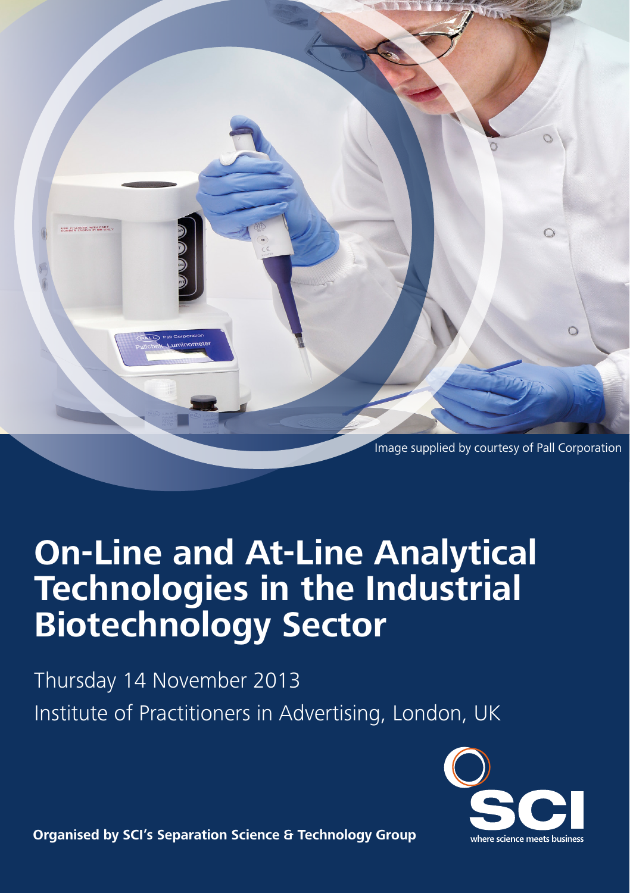Image supplied by courtesy of Pall Corporation

# On-Line and At-Line Analytical Technologies in the Industrial Biotechnology Sector

Thursday 14 November 2013

Institute of Practitioners in Advertising, London, UK

SCI

where science meets business

**Organised by SCI's Separation Science & Technology Group**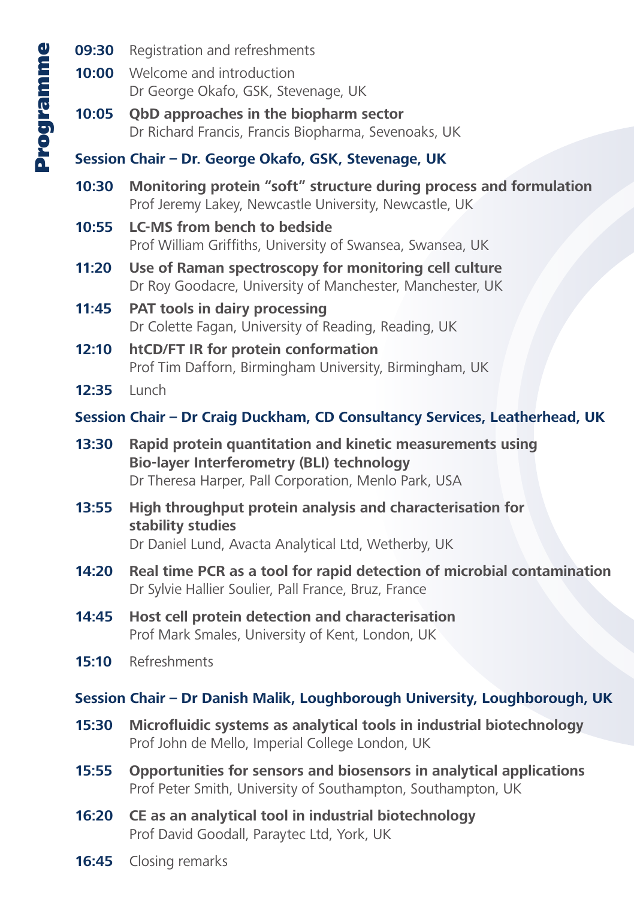# Programme

**09:30** Registration and refreshments

**10:00** Welcome and introduction
Dr George Okafo, GSK, Stevenage, UK

**10:05** **QbD approaches in the biopharm sector**
Dr Richard Francis, Francis Biopharma, Sevenoaks, UK

## Session Chair – Dr. George Okafo, GSK, Stevenage, UK

**10:30** **Monitoring protein "soft" structure during process and formulation**
Prof Jeremy Lakey, Newcastle University, Newcastle, UK

**10:55** **LC-MS from bench to bedside**
Prof William Griffiths, University of Swansea, Swansea, UK

**11:20** **Use of Raman spectroscopy for monitoring cell culture**
Dr Roy Goodacre, University of Manchester, Manchester, UK

**11:45** **PAT tools in dairy processing**
Dr Colette Fagan, University of Reading, Reading, UK

**12:10** **htCD/FT IR for protein conformation**
Prof Tim Dafforn, Birmingham University, Birmingham, UK

**12:35** Lunch

## Session Chair – Dr Craig Duckham, CD Consultancy Services, Leatherhead, UK

**13:30** **Rapid protein quantitation and kinetic measurements using Bio-layer Interferometry (BLI) technology**
Dr Theresa Harper, Pall Corporation, Menlo Park, USA

**13:55** **High throughput protein analysis and characterisation for stability studies**
Dr Daniel Lund, Avacta Analytical Ltd, Wetherby, UK

**14:20** **Real time PCR as a tool for rapid detection of microbial contamination**
Dr Sylvie Hallier Soulier, Pall France, Bruz, France

**14:45** **Host cell protein detection and characterisation**
Prof Mark Smales, University of Kent, London, UK

**15:10** Refreshments

## Session Chair – Dr Danish Malik, Loughborough University, Loughborough, UK

**15:30** **Microfluidic systems as analytical tools in industrial biotechnology**
Prof John de Mello, Imperial College London, UK

**15:55** **Opportunities for sensors and biosensors in analytical applications**
Prof Peter Smith, University of Southampton, Southampton, UK

**16:20** **CE as an analytical tool in industrial biotechnology**
Prof David Goodall, Paraytec Ltd, York, UK

**16:45** Closing remarks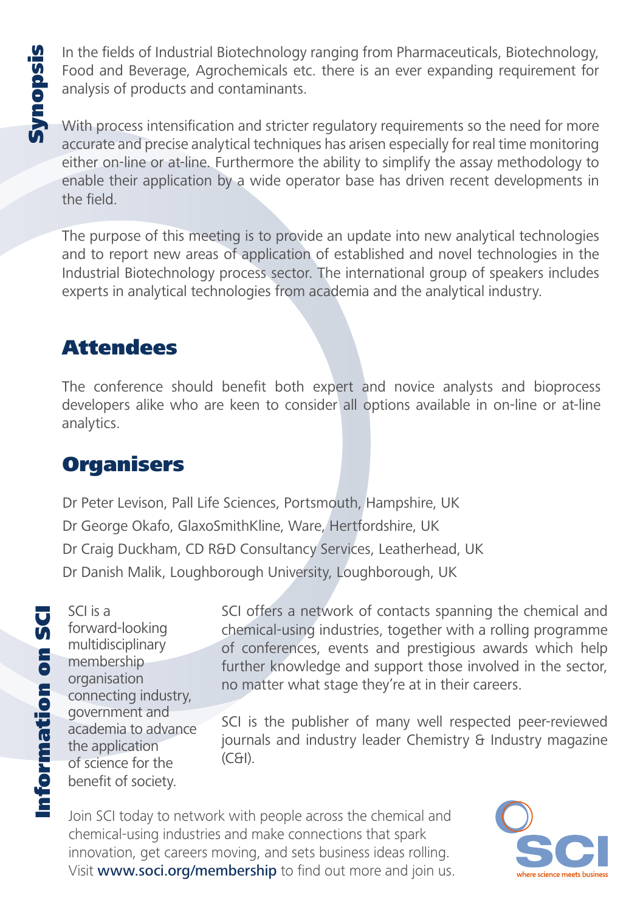## Synopsis

In the fields of Industrial Biotechnology ranging from Pharmaceuticals, Biotechnology, Food and Beverage, Agrochemicals etc. there is an ever expanding requirement for analysis of products and contaminants.

With process intensification and stricter regulatory requirements so the need for more accurate and precise analytical techniques has arisen especially for real time monitoring either on-line or at-line. Furthermore the ability to simplify the assay methodology to enable their application by a wide operator base has driven recent developments in the field.

The purpose of this meeting is to provide an update into new analytical technologies and to report new areas of application of established and novel technologies in the Industrial Biotechnology process sector. The international group of speakers includes experts in analytical technologies from academia and the analytical industry.

## Attendees

The conference should benefit both expert and novice analysts and bioprocess developers alike who are keen to consider all options available in on-line or at-line analytics.

## Organisers

Dr Peter Levison, Pall Life Sciences, Portsmouth, Hampshire, UK
Dr George Okafo, GlaxoSmithKline, Ware, Hertfordshire, UK
Dr Craig Duckham, CD R&D Consultancy Services, Leatherhead, UK
Dr Danish Malik, Loughborough University, Loughborough, UK

## Information on SCI

SCI is a forward-looking multidisciplinary membership organisation connecting industry, government and academia to advance the application of science for the benefit of society.

SCI offers a network of contacts spanning the chemical and chemical-using industries, together with a rolling programme of conferences, events and prestigious awards which help further knowledge and support those involved in the sector, no matter what stage they're at in their careers.

SCI is the publisher of many well respected peer-reviewed journals and industry leader Chemistry & Industry magazine (C&I).

Join SCI today to network with people across the chemical and chemical-using industries and make connections that spark innovation, get careers moving, and sets business ideas rolling. Visit **www.soci.org/membership** to find out more and join us.

SCI
where science meets business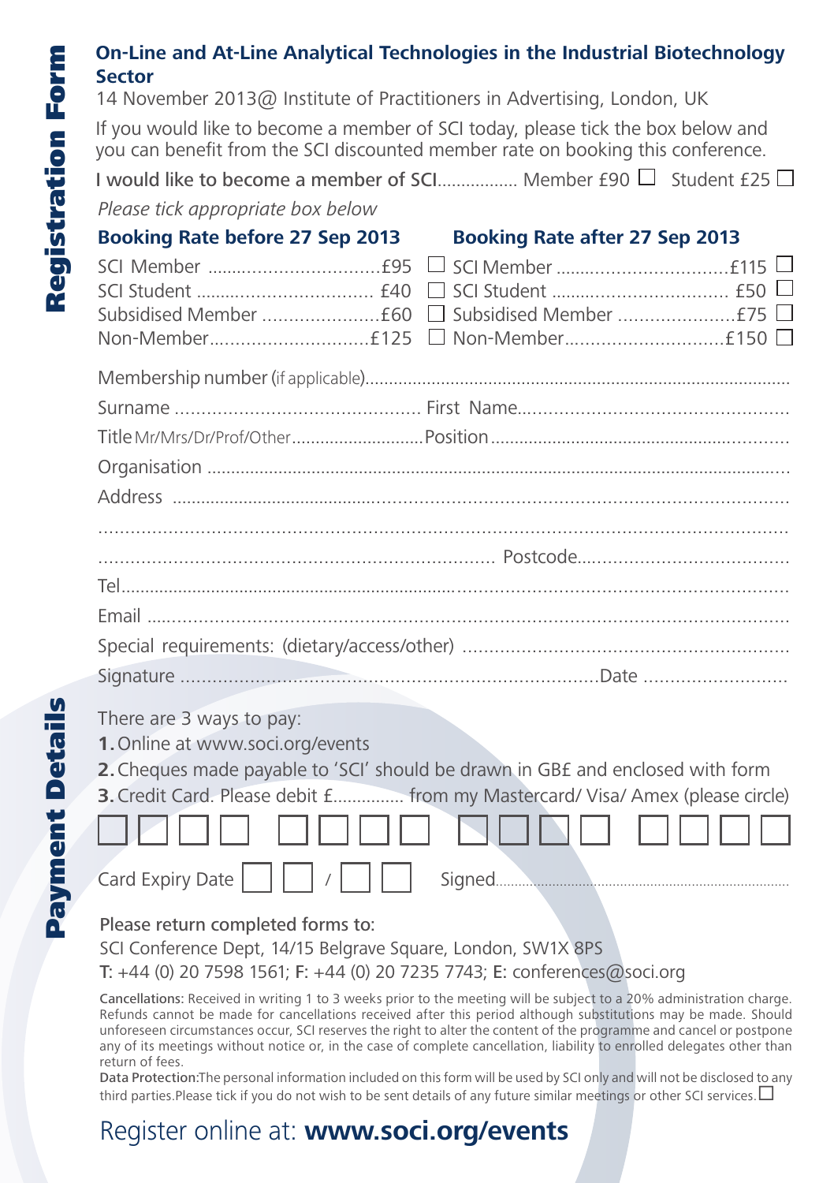# Registration Form

## On-Line and At-Line Analytical Technologies in the Industrial Biotechnology Sector

14 November 2013@ Institute of Practitioners in Advertising, London, UK

If you would like to become a member of SCI today, please tick the box below and you can benefit from the SCI discounted member rate on booking this conference.

I would like to become a member of SCI................ Member £90 ☐ Student £25 ☐

*Please tick appropriate box below*

| Booking Rate before 27 Sep 2013 | | Booking Rate after 27 Sep 2013 | |
|---|---|---|---|
| SCI Member ................................£95 | ☐ | SCI Member ................................£115 | ☐ |
| SCI Student ................................ £40 | ☐ | SCI Student ................................ £50 | ☐ |
| Subsidised Member .....................£60 | ☐ | Subsidised Member .....................£75 | ☐ |
| Non-Member..............................£125 | ☐ | Non-Member..............................£150 | ☐ |

Membership number (if applicable)..........................................................................................

Surname ............................................ First Name................................................

Title Mr/Mrs/Dr/Prof/Other........................... Position .........................................................

Organisation ..........................................................................................................................

Address ................................................................................................................................

..............................................................................................................................................

......................................................................... Postcode.......................................

Tel.........................................................................................................................................

Email .....................................................................................................................................

Special requirements: (dietary/access/other) ..........................................................

Signature ........................................................................... Date ..........................

# Payment Details

There are 3 ways to pay:

**1.** Online at www.soci.org/events

**2.** Cheques made payable to 'SCI' should be drawn in GB£ and enclosed with form

**3.** Credit Card. Please debit £............... from my Mastercard/ Visa/ Amex (please circle)

☐☐☐☐ ☐☐☐☐ ☐☐☐☐ ☐☐☐☐

Card Expiry Date ☐☐ / ☐☐ Signed.......................................................................

Please return completed forms to:

SCI Conference Dept, 14/15 Belgrave Square, London, SW1X 8PS

**T:** +44 (0) 20 7598 1561; **F:** +44 (0) 20 7235 7743; **E:** conferences@soci.org

Cancellations: Received in writing 1 to 3 weeks prior to the meeting will be subject to a 20% administration charge. Refunds cannot be made for cancellations received after this period although substitutions may be made. Should unforeseen circumstances occur, SCI reserves the right to alter the content of the programme and cancel or postpone any of its meetings without notice or, in the case of complete cancellation, liability to enrolled delegates other than return of fees.

Data Protection: The personal information included on this form will be used by SCI only and will not be disclosed to any third parties. Please tick if you do not wish to be sent details of any future similar meetings or other SCI services. ☐

## Register online at: **www.soci.org/events**